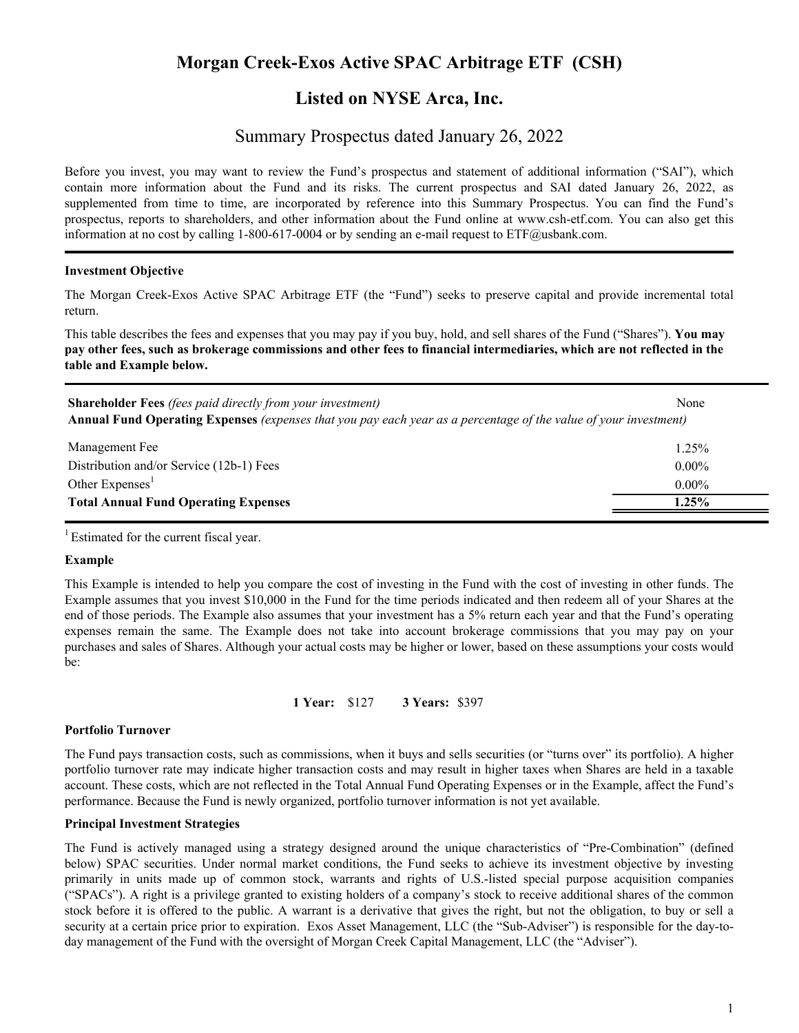# Morgan Creek-Exos Active SPAC Arbitrage ETF (CSH)

## Listed on NYSE Arca, Inc.

## Summary Prospectus dated January 26, 2022

Before you invest, you may want to review the Fund's prospectus and statement of additional information ("SAI"), which contain more information about the Fund and its risks. The current prospectus and SAI dated January 26, 2022, as supplemented from time to time, are incorporated by reference into this Summary Prospectus. You can find the Fund's prospectus, reports to shareholders, and other information about the Fund online at www.csh-etf.com. You can also get this information at no cost by calling 1-800-617-0004 or by sending an e-mail request to ETF@usbank.com.

### Investment Objective

The Morgan Creek-Exos Active SPAC Arbitrage ETF (the "Fund") seeks to preserve capital and provide incremental total return.

This table describes the fees and expenses that you may pay if you buy, hold, and sell shares of the Fund ("Shares"). **You may pay other fees, such as brokerage commissions and other fees to financial intermediaries, which are not reflected in the table and Example below.**

| | |
|---|---|
| **Shareholder Fees** *(fees paid directly from your investment)* | None |
| **Annual Fund Operating Expenses** *(expenses that you pay each year as a percentage of the value of your investment)* | |
| Management Fee | 1.25% |
| Distribution and/or Service (12b-1) Fees | 0.00% |
| Other Expenses[1] | 0.00% |
| **Total Annual Fund Operating Expenses** | **1.25%** |

[1] Estimated for the current fiscal year.

### Example

This Example is intended to help you compare the cost of investing in the Fund with the cost of investing in other funds. The Example assumes that you invest $10,000 in the Fund for the time periods indicated and then redeem all of your Shares at the end of those periods. The Example also assumes that your investment has a 5% return each year and that the Fund's operating expenses remain the same. The Example does not take into account brokerage commissions that you may pay on your purchases and sales of Shares. Although your actual costs may be higher or lower, based on these assumptions your costs would be:

**1 Year:** $127 **3 Years:** $397

### Portfolio Turnover

The Fund pays transaction costs, such as commissions, when it buys and sells securities (or "turns over" its portfolio). A higher portfolio turnover rate may indicate higher transaction costs and may result in higher taxes when Shares are held in a taxable account. These costs, which are not reflected in the Total Annual Fund Operating Expenses or in the Example, affect the Fund's performance. Because the Fund is newly organized, portfolio turnover information is not yet available.

### Principal Investment Strategies

The Fund is actively managed using a strategy designed around the unique characteristics of "Pre-Combination" (defined below) SPAC securities. Under normal market conditions, the Fund seeks to achieve its investment objective by investing primarily in units made up of common stock, warrants and rights of U.S.-listed special purpose acquisition companies ("SPACs"). A right is a privilege granted to existing holders of a company's stock to receive additional shares of the common stock before it is offered to the public. A warrant is a derivative that gives the right, but not the obligation, to buy or sell a security at a certain price prior to expiration. Exos Asset Management, LLC (the "Sub-Adviser") is responsible for the day-to-day management of the Fund with the oversight of Morgan Creek Capital Management, LLC (the "Adviser").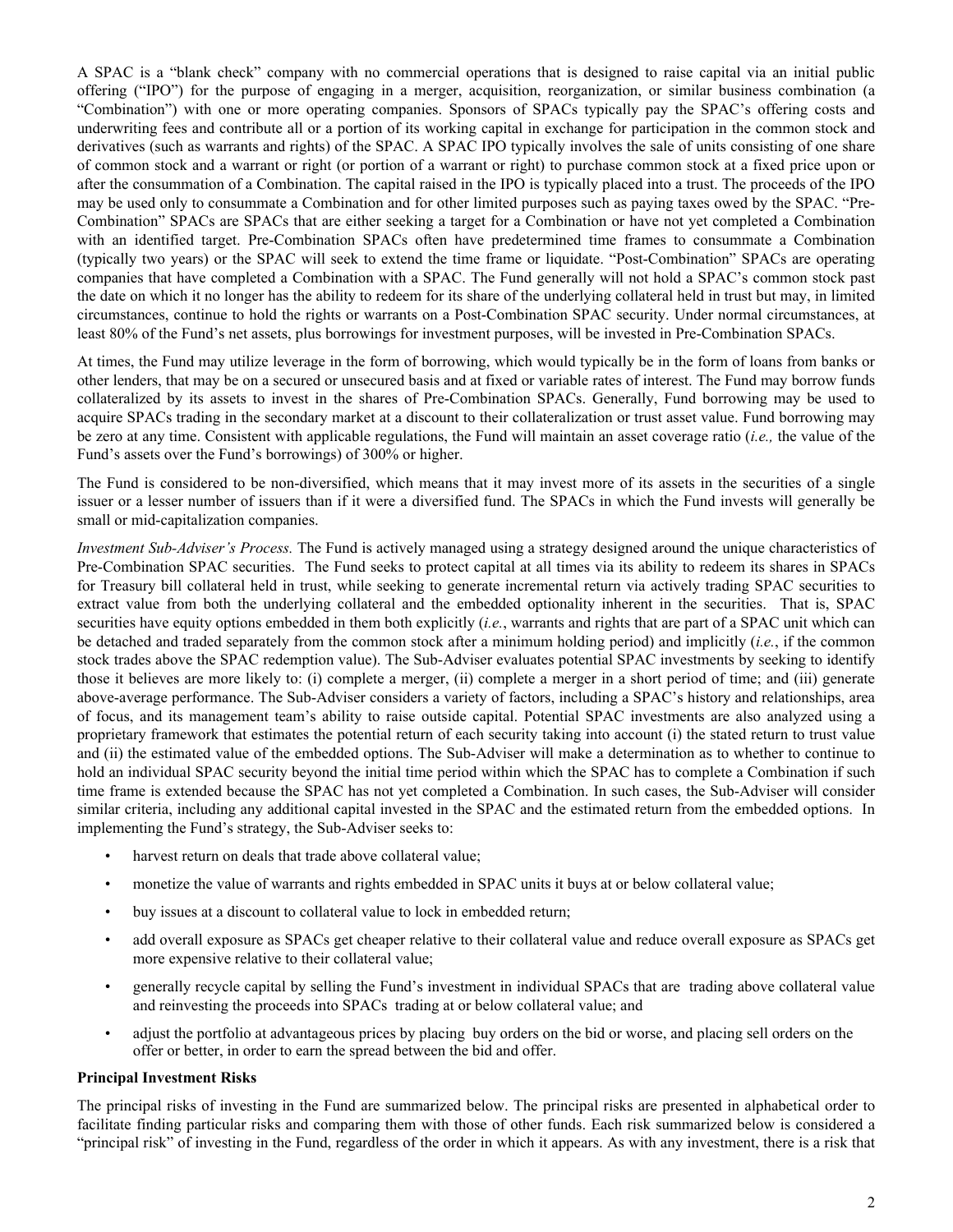A SPAC is a "blank check" company with no commercial operations that is designed to raise capital via an initial public offering ("IPO") for the purpose of engaging in a merger, acquisition, reorganization, or similar business combination (a "Combination") with one or more operating companies. Sponsors of SPACs typically pay the SPAC's offering costs and underwriting fees and contribute all or a portion of its working capital in exchange for participation in the common stock and derivatives (such as warrants and rights) of the SPAC. A SPAC IPO typically involves the sale of units consisting of one share of common stock and a warrant or right (or portion of a warrant or right) to purchase common stock at a fixed price upon or after the consummation of a Combination. The capital raised in the IPO is typically placed into a trust. The proceeds of the IPO may be used only to consummate a Combination and for other limited purposes such as paying taxes owed by the SPAC. "Pre-Combination" SPACs are SPACs that are either seeking a target for a Combination or have not yet completed a Combination with an identified target. Pre-Combination SPACs often have predetermined time frames to consummate a Combination (typically two years) or the SPAC will seek to extend the time frame or liquidate. "Post-Combination" SPACs are operating companies that have completed a Combination with a SPAC. The Fund generally will not hold a SPAC's common stock past the date on which it no longer has the ability to redeem for its share of the underlying collateral held in trust but may, in limited circumstances, continue to hold the rights or warrants on a Post-Combination SPAC security. Under normal circumstances, at least 80% of the Fund's net assets, plus borrowings for investment purposes, will be invested in Pre-Combination SPACs.

At times, the Fund may utilize leverage in the form of borrowing, which would typically be in the form of loans from banks or other lenders, that may be on a secured or unsecured basis and at fixed or variable rates of interest. The Fund may borrow funds collateralized by its assets to invest in the shares of Pre-Combination SPACs. Generally, Fund borrowing may be used to acquire SPACs trading in the secondary market at a discount to their collateralization or trust asset value. Fund borrowing may be zero at any time. Consistent with applicable regulations, the Fund will maintain an asset coverage ratio (*i.e.,* the value of the Fund's assets over the Fund's borrowings) of 300% or higher.

The Fund is considered to be non-diversified, which means that it may invest more of its assets in the securities of a single issuer or a lesser number of issuers than if it were a diversified fund. The SPACs in which the Fund invests will generally be small or mid-capitalization companies.

*Investment Sub-Adviser's Process.* The Fund is actively managed using a strategy designed around the unique characteristics of Pre-Combination SPAC securities. The Fund seeks to protect capital at all times via its ability to redeem its shares in SPACs for Treasury bill collateral held in trust, while seeking to generate incremental return via actively trading SPAC securities to extract value from both the underlying collateral and the embedded optionality inherent in the securities. That is, SPAC securities have equity options embedded in them both explicitly (*i.e.*, warrants and rights that are part of a SPAC unit which can be detached and traded separately from the common stock after a minimum holding period) and implicitly (*i.e.*, if the common stock trades above the SPAC redemption value). The Sub-Adviser evaluates potential SPAC investments by seeking to identify those it believes are more likely to: (i) complete a merger, (ii) complete a merger in a short period of time; and (iii) generate above-average performance. The Sub-Adviser considers a variety of factors, including a SPAC's history and relationships, area of focus, and its management team's ability to raise outside capital. Potential SPAC investments are also analyzed using a proprietary framework that estimates the potential return of each security taking into account (i) the stated return to trust value and (ii) the estimated value of the embedded options. The Sub-Adviser will make a determination as to whether to continue to hold an individual SPAC security beyond the initial time period within which the SPAC has to complete a Combination if such time frame is extended because the SPAC has not yet completed a Combination. In such cases, the Sub-Adviser will consider similar criteria, including any additional capital invested in the SPAC and the estimated return from the embedded options. In implementing the Fund's strategy, the Sub-Adviser seeks to:

- harvest return on deals that trade above collateral value;
- monetize the value of warrants and rights embedded in SPAC units it buys at or below collateral value;
- buy issues at a discount to collateral value to lock in embedded return;
- add overall exposure as SPACs get cheaper relative to their collateral value and reduce overall exposure as SPACs get more expensive relative to their collateral value;
- generally recycle capital by selling the Fund's investment in individual SPACs that are trading above collateral value and reinvesting the proceeds into SPACs trading at or below collateral value; and
- adjust the portfolio at advantageous prices by placing buy orders on the bid or worse, and placing sell orders on the offer or better, in order to earn the spread between the bid and offer.

**Principal Investment Risks**

The principal risks of investing in the Fund are summarized below. The principal risks are presented in alphabetical order to facilitate finding particular risks and comparing them with those of other funds. Each risk summarized below is considered a "principal risk" of investing in the Fund, regardless of the order in which it appears. As with any investment, there is a risk that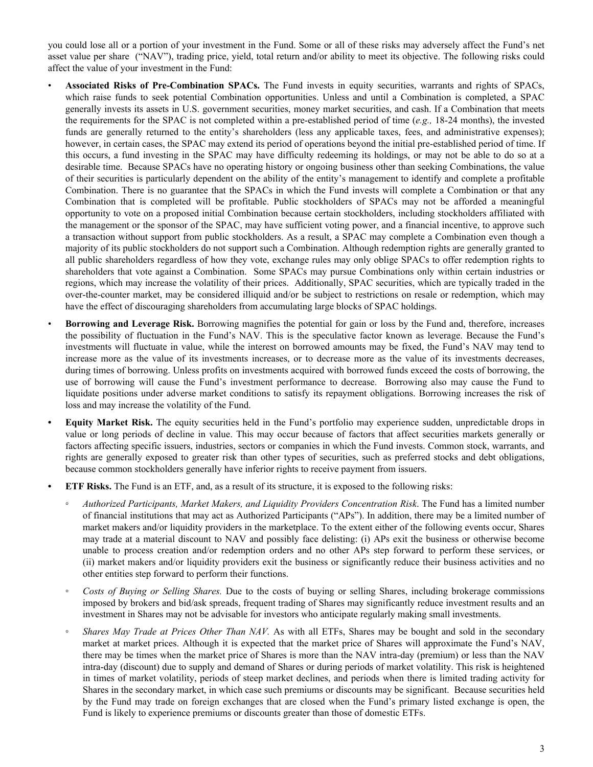you could lose all or a portion of your investment in the Fund. Some or all of these risks may adversely affect the Fund's net asset value per share ("NAV"), trading price, yield, total return and/or ability to meet its objective. The following risks could affect the value of your investment in the Fund:

- **Associated Risks of Pre-Combination SPACs.** The Fund invests in equity securities, warrants and rights of SPACs, which raise funds to seek potential Combination opportunities. Unless and until a Combination is completed, a SPAC generally invests its assets in U.S. government securities, money market securities, and cash. If a Combination that meets the requirements for the SPAC is not completed within a pre-established period of time (*e.g.,* 18-24 months), the invested funds are generally returned to the entity's shareholders (less any applicable taxes, fees, and administrative expenses); however, in certain cases, the SPAC may extend its period of operations beyond the initial pre-established period of time. If this occurs, a fund investing in the SPAC may have difficulty redeeming its holdings, or may not be able to do so at a desirable time. Because SPACs have no operating history or ongoing business other than seeking Combinations, the value of their securities is particularly dependent on the ability of the entity's management to identify and complete a profitable Combination. There is no guarantee that the SPACs in which the Fund invests will complete a Combination or that any Combination that is completed will be profitable. Public stockholders of SPACs may not be afforded a meaningful opportunity to vote on a proposed initial Combination because certain stockholders, including stockholders affiliated with the management or the sponsor of the SPAC, may have sufficient voting power, and a financial incentive, to approve such a transaction without support from public stockholders. As a result, a SPAC may complete a Combination even though a majority of its public stockholders do not support such a Combination. Although redemption rights are generally granted to all public shareholders regardless of how they vote, exchange rules may only oblige SPACs to offer redemption rights to shareholders that vote against a Combination. Some SPACs may pursue Combinations only within certain industries or regions, which may increase the volatility of their prices. Additionally, SPAC securities, which are typically traded in the over-the-counter market, may be considered illiquid and/or be subject to restrictions on resale or redemption, which may have the effect of discouraging shareholders from accumulating large blocks of SPAC holdings.

- **Borrowing and Leverage Risk.** Borrowing magnifies the potential for gain or loss by the Fund and, therefore, increases the possibility of fluctuation in the Fund's NAV. This is the speculative factor known as leverage. Because the Fund's investments will fluctuate in value, while the interest on borrowed amounts may be fixed, the Fund's NAV may tend to increase more as the value of its investments increases, or to decrease more as the value of its investments decreases, during times of borrowing. Unless profits on investments acquired with borrowed funds exceed the costs of borrowing, the use of borrowing will cause the Fund's investment performance to decrease. Borrowing also may cause the Fund to liquidate positions under adverse market conditions to satisfy its repayment obligations. Borrowing increases the risk of loss and may increase the volatility of the Fund.

- **Equity Market Risk.** The equity securities held in the Fund's portfolio may experience sudden, unpredictable drops in value or long periods of decline in value. This may occur because of factors that affect securities markets generally or factors affecting specific issuers, industries, sectors or companies in which the Fund invests. Common stock, warrants, and rights are generally exposed to greater risk than other types of securities, such as preferred stocks and debt obligations, because common stockholders generally have inferior rights to receive payment from issuers.

- **ETF Risks.** The Fund is an ETF, and, as a result of its structure, it is exposed to the following risks:

  - *Authorized Participants, Market Makers, and Liquidity Providers Concentration Risk*. The Fund has a limited number of financial institutions that may act as Authorized Participants ("APs"). In addition, there may be a limited number of market makers and/or liquidity providers in the marketplace. To the extent either of the following events occur, Shares may trade at a material discount to NAV and possibly face delisting: (i) APs exit the business or otherwise become unable to process creation and/or redemption orders and no other APs step forward to perform these services, or (ii) market makers and/or liquidity providers exit the business or significantly reduce their business activities and no other entities step forward to perform their functions.

  - *Costs of Buying or Selling Shares.* Due to the costs of buying or selling Shares, including brokerage commissions imposed by brokers and bid/ask spreads, frequent trading of Shares may significantly reduce investment results and an investment in Shares may not be advisable for investors who anticipate regularly making small investments.

  - *Shares May Trade at Prices Other Than NAV.* As with all ETFs, Shares may be bought and sold in the secondary market at market prices. Although it is expected that the market price of Shares will approximate the Fund's NAV, there may be times when the market price of Shares is more than the NAV intra-day (premium) or less than the NAV intra-day (discount) due to supply and demand of Shares or during periods of market volatility. This risk is heightened in times of market volatility, periods of steep market declines, and periods when there is limited trading activity for Shares in the secondary market, in which case such premiums or discounts may be significant. Because securities held by the Fund may trade on foreign exchanges that are closed when the Fund's primary listed exchange is open, the Fund is likely to experience premiums or discounts greater than those of domestic ETFs.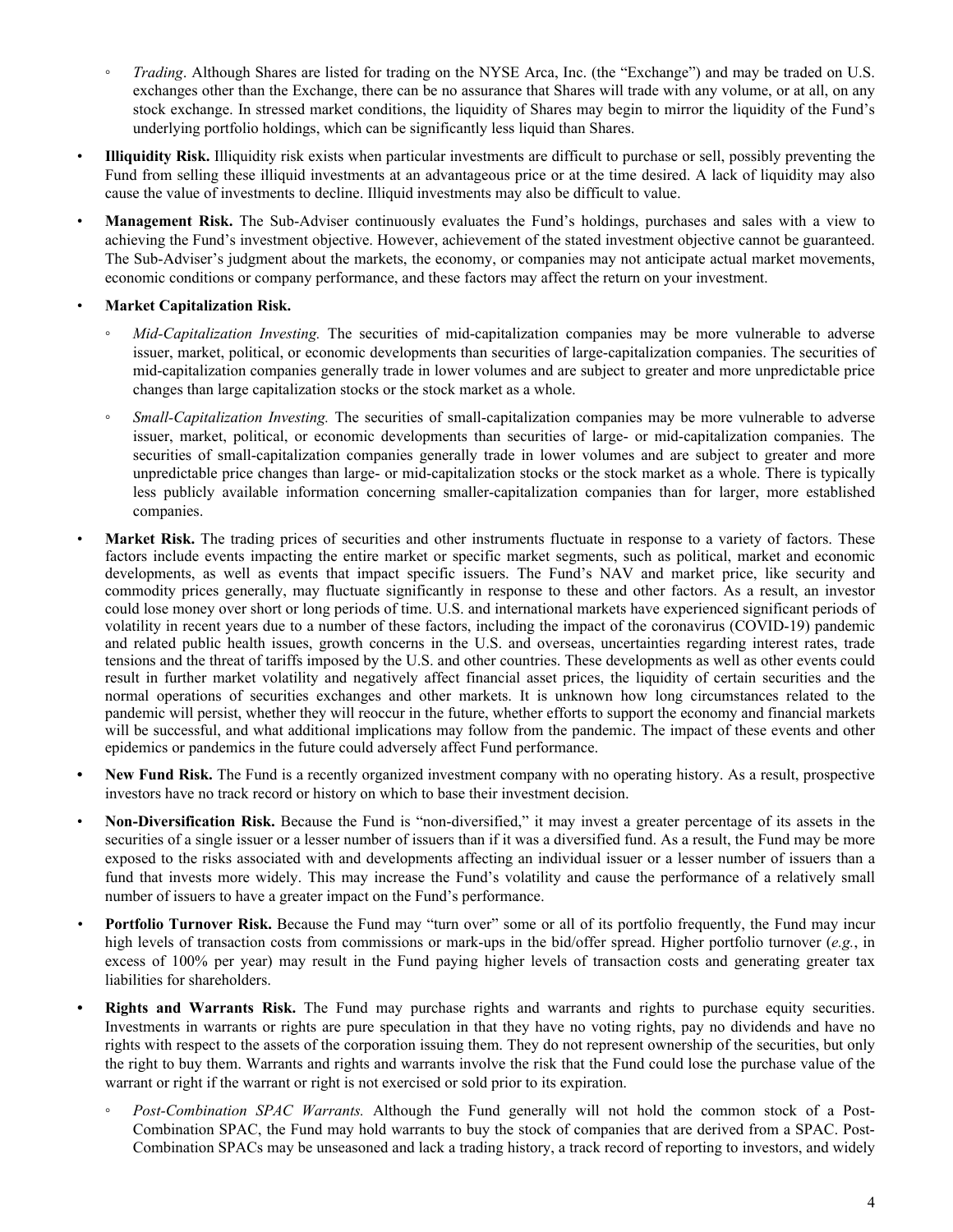- *Trading*. Although Shares are listed for trading on the NYSE Arca, Inc. (the "Exchange") and may be traded on U.S. exchanges other than the Exchange, there can be no assurance that Shares will trade with any volume, or at all, on any stock exchange. In stressed market conditions, the liquidity of Shares may begin to mirror the liquidity of the Fund's underlying portfolio holdings, which can be significantly less liquid than Shares.

- **Illiquidity Risk.** Illiquidity risk exists when particular investments are difficult to purchase or sell, possibly preventing the Fund from selling these illiquid investments at an advantageous price or at the time desired. A lack of liquidity may also cause the value of investments to decline. Illiquid investments may also be difficult to value.

- **Management Risk.** The Sub-Adviser continuously evaluates the Fund's holdings, purchases and sales with a view to achieving the Fund's investment objective. However, achievement of the stated investment objective cannot be guaranteed. The Sub-Adviser's judgment about the markets, the economy, or companies may not anticipate actual market movements, economic conditions or company performance, and these factors may affect the return on your investment.

- **Market Capitalization Risk.**

  - *Mid-Capitalization Investing.* The securities of mid-capitalization companies may be more vulnerable to adverse issuer, market, political, or economic developments than securities of large-capitalization companies. The securities of mid-capitalization companies generally trade in lower volumes and are subject to greater and more unpredictable price changes than large capitalization stocks or the stock market as a whole.

  - *Small-Capitalization Investing.* The securities of small-capitalization companies may be more vulnerable to adverse issuer, market, political, or economic developments than securities of large- or mid-capitalization companies. The securities of small-capitalization companies generally trade in lower volumes and are subject to greater and more unpredictable price changes than large- or mid-capitalization stocks or the stock market as a whole. There is typically less publicly available information concerning smaller-capitalization companies than for larger, more established companies.

- **Market Risk.** The trading prices of securities and other instruments fluctuate in response to a variety of factors. These factors include events impacting the entire market or specific market segments, such as political, market and economic developments, as well as events that impact specific issuers. The Fund's NAV and market price, like security and commodity prices generally, may fluctuate significantly in response to these and other factors. As a result, an investor could lose money over short or long periods of time. U.S. and international markets have experienced significant periods of volatility in recent years due to a number of these factors, including the impact of the coronavirus (COVID-19) pandemic and related public health issues, growth concerns in the U.S. and overseas, uncertainties regarding interest rates, trade tensions and the threat of tariffs imposed by the U.S. and other countries. These developments as well as other events could result in further market volatility and negatively affect financial asset prices, the liquidity of certain securities and the normal operations of securities exchanges and other markets. It is unknown how long circumstances related to the pandemic will persist, whether they will reoccur in the future, whether efforts to support the economy and financial markets will be successful, and what additional implications may follow from the pandemic. The impact of these events and other epidemics or pandemics in the future could adversely affect Fund performance.

- **New Fund Risk.** The Fund is a recently organized investment company with no operating history. As a result, prospective investors have no track record or history on which to base their investment decision.

- **Non-Diversification Risk.** Because the Fund is "non-diversified," it may invest a greater percentage of its assets in the securities of a single issuer or a lesser number of issuers than if it was a diversified fund. As a result, the Fund may be more exposed to the risks associated with and developments affecting an individual issuer or a lesser number of issuers than a fund that invests more widely. This may increase the Fund's volatility and cause the performance of a relatively small number of issuers to have a greater impact on the Fund's performance.

- **Portfolio Turnover Risk.** Because the Fund may "turn over" some or all of its portfolio frequently, the Fund may incur high levels of transaction costs from commissions or mark-ups in the bid/offer spread. Higher portfolio turnover (*e.g.*, in excess of 100% per year) may result in the Fund paying higher levels of transaction costs and generating greater tax liabilities for shareholders.

- **Rights and Warrants Risk.** The Fund may purchase rights and warrants and rights to purchase equity securities. Investments in warrants or rights are pure speculation in that they have no voting rights, pay no dividends and have no rights with respect to the assets of the corporation issuing them. They do not represent ownership of the securities, but only the right to buy them. Warrants and rights and warrants involve the risk that the Fund could lose the purchase value of the warrant or right if the warrant or right is not exercised or sold prior to its expiration.

  - *Post-Combination SPAC Warrants.* Although the Fund generally will not hold the common stock of a Post-Combination SPAC, the Fund may hold warrants to buy the stock of companies that are derived from a SPAC. Post-Combination SPACs may be unseasoned and lack a trading history, a track record of reporting to investors, and widely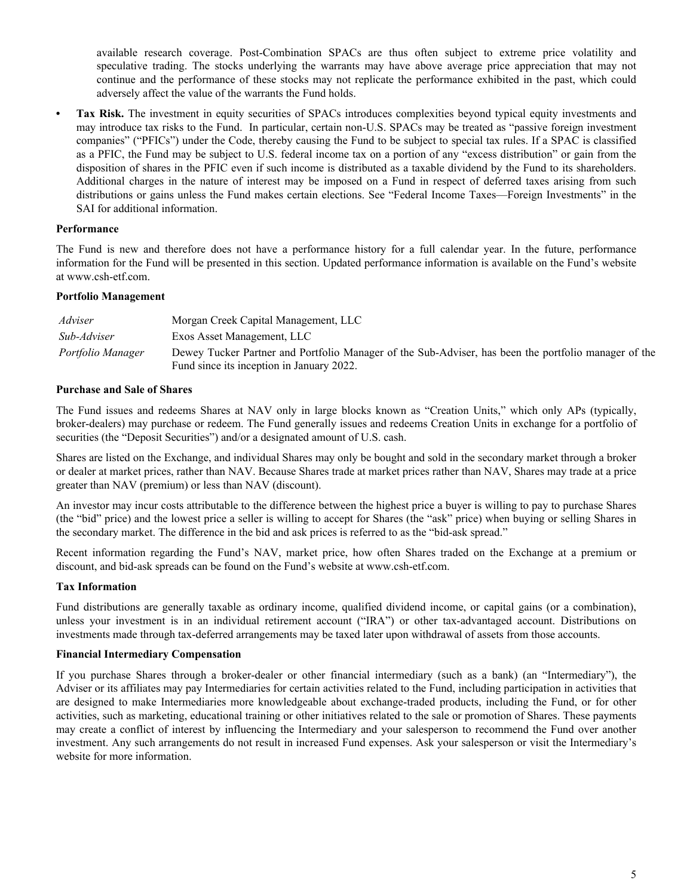available research coverage. Post-Combination SPACs are thus often subject to extreme price volatility and speculative trading. The stocks underlying the warrants may have above average price appreciation that may not continue and the performance of these stocks may not replicate the performance exhibited in the past, which could adversely affect the value of the warrants the Fund holds.

- **Tax Risk.** The investment in equity securities of SPACs introduces complexities beyond typical equity investments and may introduce tax risks to the Fund. In particular, certain non-U.S. SPACs may be treated as "passive foreign investment companies" ("PFICs") under the Code, thereby causing the Fund to be subject to special tax rules. If a SPAC is classified as a PFIC, the Fund may be subject to U.S. federal income tax on a portion of any "excess distribution" or gain from the disposition of shares in the PFIC even if such income is distributed as a taxable dividend by the Fund to its shareholders. Additional charges in the nature of interest may be imposed on a Fund in respect of deferred taxes arising from such distributions or gains unless the Fund makes certain elections. See "Federal Income Taxes—Foreign Investments" in the SAI for additional information.

**Performance**

The Fund is new and therefore does not have a performance history for a full calendar year. In the future, performance information for the Fund will be presented in this section. Updated performance information is available on the Fund's website at www.csh-etf.com.

**Portfolio Management**

| | |
|---|---|
| *Adviser* | Morgan Creek Capital Management, LLC |
| *Sub-Adviser* | Exos Asset Management, LLC |
| *Portfolio Manager* | Dewey Tucker Partner and Portfolio Manager of the Sub-Adviser, has been the portfolio manager of the Fund since its inception in January 2022. |

**Purchase and Sale of Shares**

The Fund issues and redeems Shares at NAV only in large blocks known as "Creation Units," which only APs (typically, broker-dealers) may purchase or redeem. The Fund generally issues and redeems Creation Units in exchange for a portfolio of securities (the "Deposit Securities") and/or a designated amount of U.S. cash.

Shares are listed on the Exchange, and individual Shares may only be bought and sold in the secondary market through a broker or dealer at market prices, rather than NAV. Because Shares trade at market prices rather than NAV, Shares may trade at a price greater than NAV (premium) or less than NAV (discount).

An investor may incur costs attributable to the difference between the highest price a buyer is willing to pay to purchase Shares (the "bid" price) and the lowest price a seller is willing to accept for Shares (the "ask" price) when buying or selling Shares in the secondary market. The difference in the bid and ask prices is referred to as the "bid-ask spread."

Recent information regarding the Fund's NAV, market price, how often Shares traded on the Exchange at a premium or discount, and bid-ask spreads can be found on the Fund's website at www.csh-etf.com.

**Tax Information**

Fund distributions are generally taxable as ordinary income, qualified dividend income, or capital gains (or a combination), unless your investment is in an individual retirement account ("IRA") or other tax-advantaged account. Distributions on investments made through tax-deferred arrangements may be taxed later upon withdrawal of assets from those accounts.

**Financial Intermediary Compensation**

If you purchase Shares through a broker-dealer or other financial intermediary (such as a bank) (an "Intermediary"), the Adviser or its affiliates may pay Intermediaries for certain activities related to the Fund, including participation in activities that are designed to make Intermediaries more knowledgeable about exchange-traded products, including the Fund, or for other activities, such as marketing, educational training or other initiatives related to the sale or promotion of Shares. These payments may create a conflict of interest by influencing the Intermediary and your salesperson to recommend the Fund over another investment. Any such arrangements do not result in increased Fund expenses. Ask your salesperson or visit the Intermediary's website for more information.